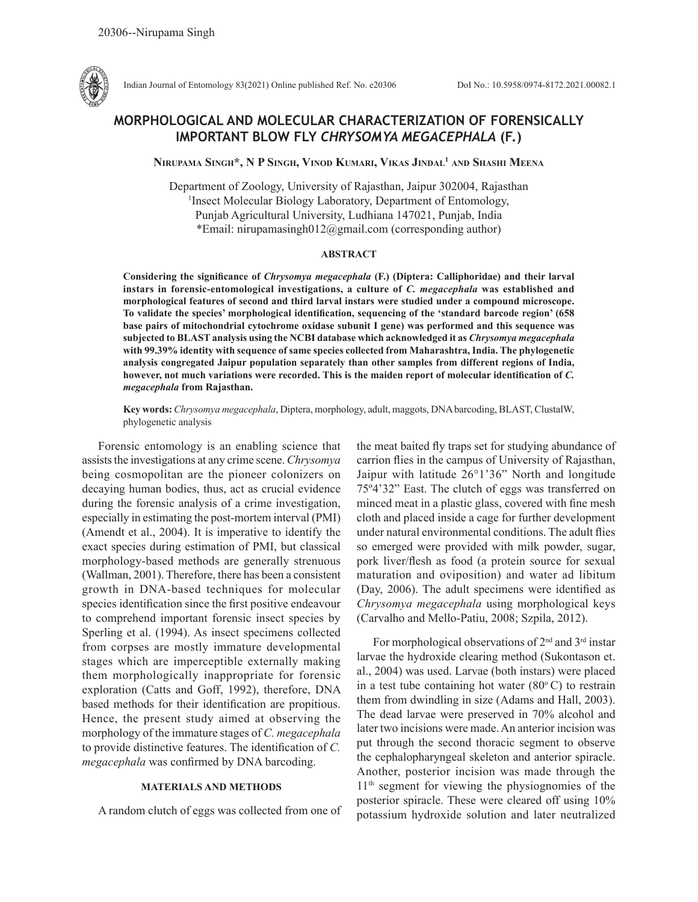20306--Nirupama Singh

# MORPHOLOGICAL AND MOLECULAR CHARACTERIZATION OF FORENSICALLY IMPORTANT BLOW FLY *CHRYSOMYA MEGACEPHALA* (F.)

**Nirupama Singh*, N P Singh, Vinod Kumari, Vikas Jindal[1] and Shashi Meena**

Department of Zoology, University of Rajasthan, Jaipur 302004, Rajasthan
[1]Insect Molecular Biology Laboratory, Department of Entomology, Punjab Agricultural University, Ludhiana 147021, Punjab, India
*Email: nirupamasingh012@gmail.com (corresponding author)

## ABSTRACT

**Considering the significance of *Chrysomya megacephala* (F.) (Diptera: Calliphoridae) and their larval instars in forensic-entomological investigations, a culture of *C. megacephala* was established and morphological features of second and third larval instars were studied under a compound microscope. To validate the species' morphological identification, sequencing of the 'standard barcode region' (658 base pairs of mitochondrial cytochrome oxidase subunit I gene) was performed and this sequence was subjected to BLAST analysis using the NCBI database which acknowledged it as *Chrysomya megacephala* with 99.39% identity with sequence of same species collected from Maharashtra, India. The phylogenetic analysis congregated Jaipur population separately than other samples from different regions of India, however, not much variations were recorded. This is the maiden report of molecular identification of *C. megacephala* from Rajasthan.**

**Key words:** *Chrysomya megacephala*, Diptera, morphology, adult, maggots, DNA barcoding, BLAST, ClustalW, phylogenetic analysis

Forensic entomology is an enabling science that assists the investigations at any crime scene. *Chrysomya* being cosmopolitan are the pioneer colonizers on decaying human bodies, thus, act as crucial evidence during the forensic analysis of a crime investigation, especially in estimating the post-mortem interval (PMI) (Amendt et al., 2004). It is imperative to identify the exact species during estimation of PMI, but classical morphology-based methods are generally strenuous (Wallman, 2001). Therefore, there has been a consistent growth in DNA-based techniques for molecular species identification since the first positive endeavour to comprehend important forensic insect species by Sperling et al. (1994). As insect specimens collected from corpses are mostly immature developmental stages which are imperceptible externally making them morphologically inappropriate for forensic exploration (Catts and Goff, 1992), therefore, DNA based methods for their identification are propitious. Hence, the present study aimed at observing the morphology of the immature stages of *C. megacephala* to provide distinctive features. The identification of *C. megacephala* was confirmed by DNA barcoding.

## MATERIALS AND METHODS

A random clutch of eggs was collected from one of the meat baited fly traps set for studying abundance of carrion flies in the campus of University of Rajasthan, Jaipur with latitude 26°1'36" North and longitude 75º4'32" East. The clutch of eggs was transferred on minced meat in a plastic glass, covered with fine mesh cloth and placed inside a cage for further development under natural environmental conditions. The adult flies so emerged were provided with milk powder, sugar, pork liver/flesh as food (a protein source for sexual maturation and oviposition) and water ad libitum (Day, 2006). The adult specimens were identified as *Chrysomya megacephala* using morphological keys (Carvalho and Mello-Patiu, 2008; Szpila, 2012).

For morphological observations of 2nd and 3rd instar larvae the hydroxide clearing method (Sukontason et. al., 2004) was used. Larvae (both instars) were placed in a test tube containing hot water (80° C) to restrain them from dwindling in size (Adams and Hall, 2003). The dead larvae were preserved in 70% alcohol and later two incisions were made. An anterior incision was put through the second thoracic segment to observe the cephalopharyngeal skeleton and anterior spiracle. Another, posterior incision was made through the 11th segment for viewing the physiognomies of the posterior spiracle. These were cleared off using 10% potassium hydroxide solution and later neutralized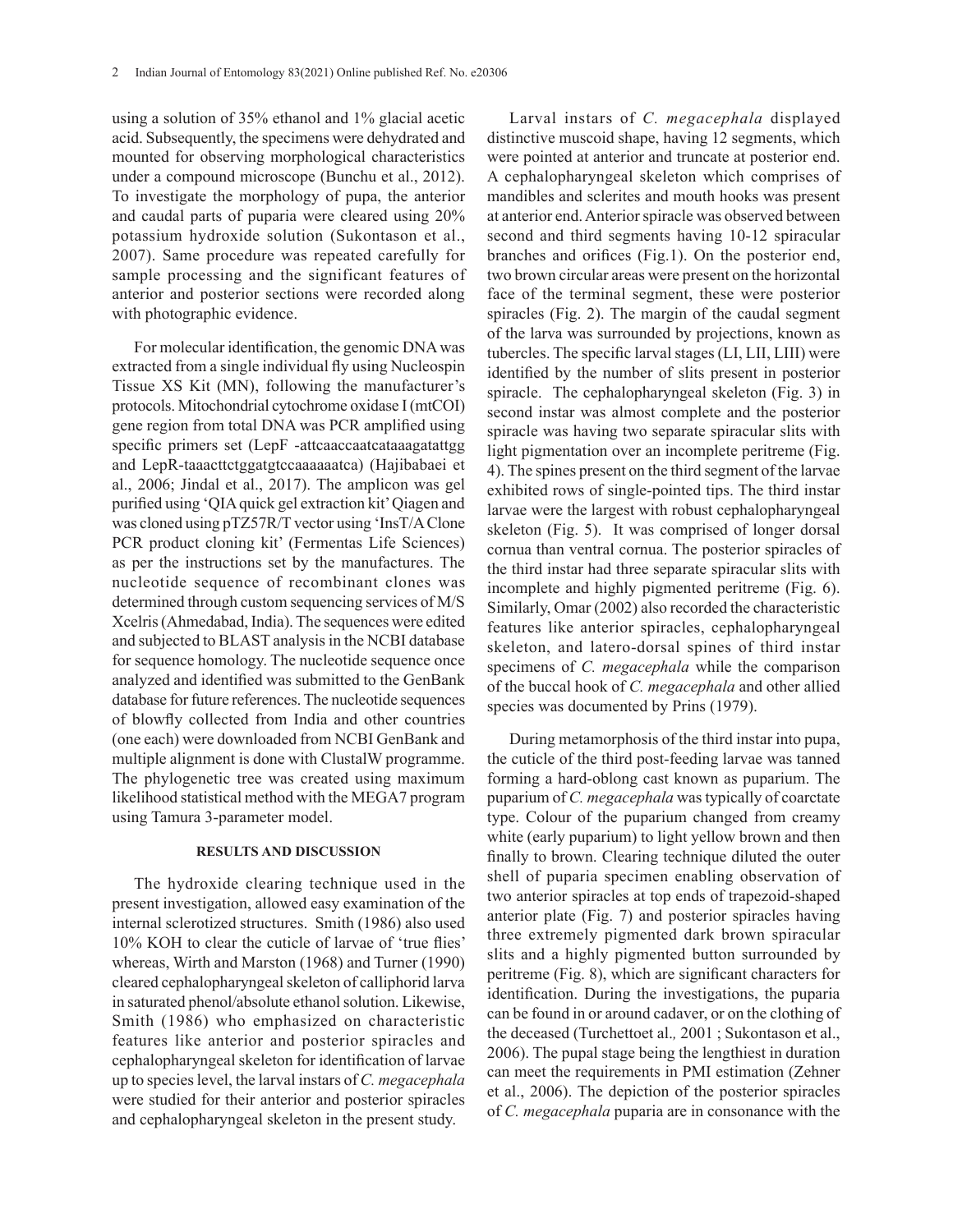using a solution of 35% ethanol and 1% glacial acetic acid. Subsequently, the specimens were dehydrated and mounted for observing morphological characteristics under a compound microscope (Bunchu et al., 2012). To investigate the morphology of pupa, the anterior and caudal parts of puparia were cleared using 20% potassium hydroxide solution (Sukontason et al., 2007). Same procedure was repeated carefully for sample processing and the significant features of anterior and posterior sections were recorded along with photographic evidence.

For molecular identification, the genomic DNA was extracted from a single individual fly using Nucleospin Tissue XS Kit (MN), following the manufacturer's protocols. Mitochondrial cytochrome oxidase I (mtCOI) gene region from total DNA was PCR amplified using specific primers set (LepF -attcaaccaatcataaagatattgg and LepR-taaacttctggatgtccaaaaaatca) (Hajibabaei et al., 2006; Jindal et al., 2017). The amplicon was gel purified using 'QIA quick gel extraction kit' Qiagen and was cloned using pTZ57R/T vector using 'InsT/A Clone PCR product cloning kit' (Fermentas Life Sciences) as per the instructions set by the manufactures. The nucleotide sequence of recombinant clones was determined through custom sequencing services of M/S Xcelris (Ahmedabad, India). The sequences were edited and subjected to BLAST analysis in the NCBI database for sequence homology. The nucleotide sequence once analyzed and identified was submitted to the GenBank database for future references. The nucleotide sequences of blowfly collected from India and other countries (one each) were downloaded from NCBI GenBank and multiple alignment is done with ClustalW programme. The phylogenetic tree was created using maximum likelihood statistical method with the MEGA7 program using Tamura 3-parameter model.

## RESULTS AND DISCUSSION

The hydroxide clearing technique used in the present investigation, allowed easy examination of the internal sclerotized structures. Smith (1986) also used 10% KOH to clear the cuticle of larvae of 'true flies' whereas, Wirth and Marston (1968) and Turner (1990) cleared cephalopharyngeal skeleton of calliphorid larva in saturated phenol/absolute ethanol solution. Likewise, Smith (1986) who emphasized on characteristic features like anterior and posterior spiracles and cephalopharyngeal skeleton for identification of larvae up to species level, the larval instars of *C. megacephala* were studied for their anterior and posterior spiracles and cephalopharyngeal skeleton in the present study.

Larval instars of *C. megacephala* displayed distinctive muscoid shape, having 12 segments, which were pointed at anterior and truncate at posterior end. A cephalopharyngeal skeleton which comprises of mandibles and sclerites and mouth hooks was present at anterior end. Anterior spiracle was observed between second and third segments having 10-12 spiracular branches and orifices (Fig.1). On the posterior end, two brown circular areas were present on the horizontal face of the terminal segment, these were posterior spiracles (Fig. 2). The margin of the caudal segment of the larva was surrounded by projections, known as tubercles. The specific larval stages (LI, LII, LIII) were identified by the number of slits present in posterior spiracle. The cephalopharyngeal skeleton (Fig. 3) in second instar was almost complete and the posterior spiracle was having two separate spiracular slits with light pigmentation over an incomplete peritreme (Fig. 4). The spines present on the third segment of the larvae exhibited rows of single-pointed tips. The third instar larvae were the largest with robust cephalopharyngeal skeleton (Fig. 5). It was comprised of longer dorsal cornua than ventral cornua. The posterior spiracles of the third instar had three separate spiracular slits with incomplete and highly pigmented peritreme (Fig. 6). Similarly, Omar (2002) also recorded the characteristic features like anterior spiracles, cephalopharyngeal skeleton, and latero-dorsal spines of third instar specimens of *C. megacephala* while the comparison of the buccal hook of *C. megacephala* and other allied species was documented by Prins (1979).

During metamorphosis of the third instar into pupa, the cuticle of the third post-feeding larvae was tanned forming a hard-oblong cast known as puparium. The puparium of *C. megacephala* was typically of coarctate type. Colour of the puparium changed from creamy white (early puparium) to light yellow brown and then finally to brown. Clearing technique diluted the outer shell of puparia specimen enabling observation of two anterior spiracles at top ends of trapezoid-shaped anterior plate (Fig. 7) and posterior spiracles having three extremely pigmented dark brown spiracular slits and a highly pigmented button surrounded by peritreme (Fig. 8), which are significant characters for identification. During the investigations, the puparia can be found in or around cadaver, or on the clothing of the deceased (Turchettoet al., 2001 ; Sukontason et al., 2006). The pupal stage being the lengthiest in duration can meet the requirements in PMI estimation (Zehner et al., 2006). The depiction of the posterior spiracles of *C. megacephala* puparia are in consonance with the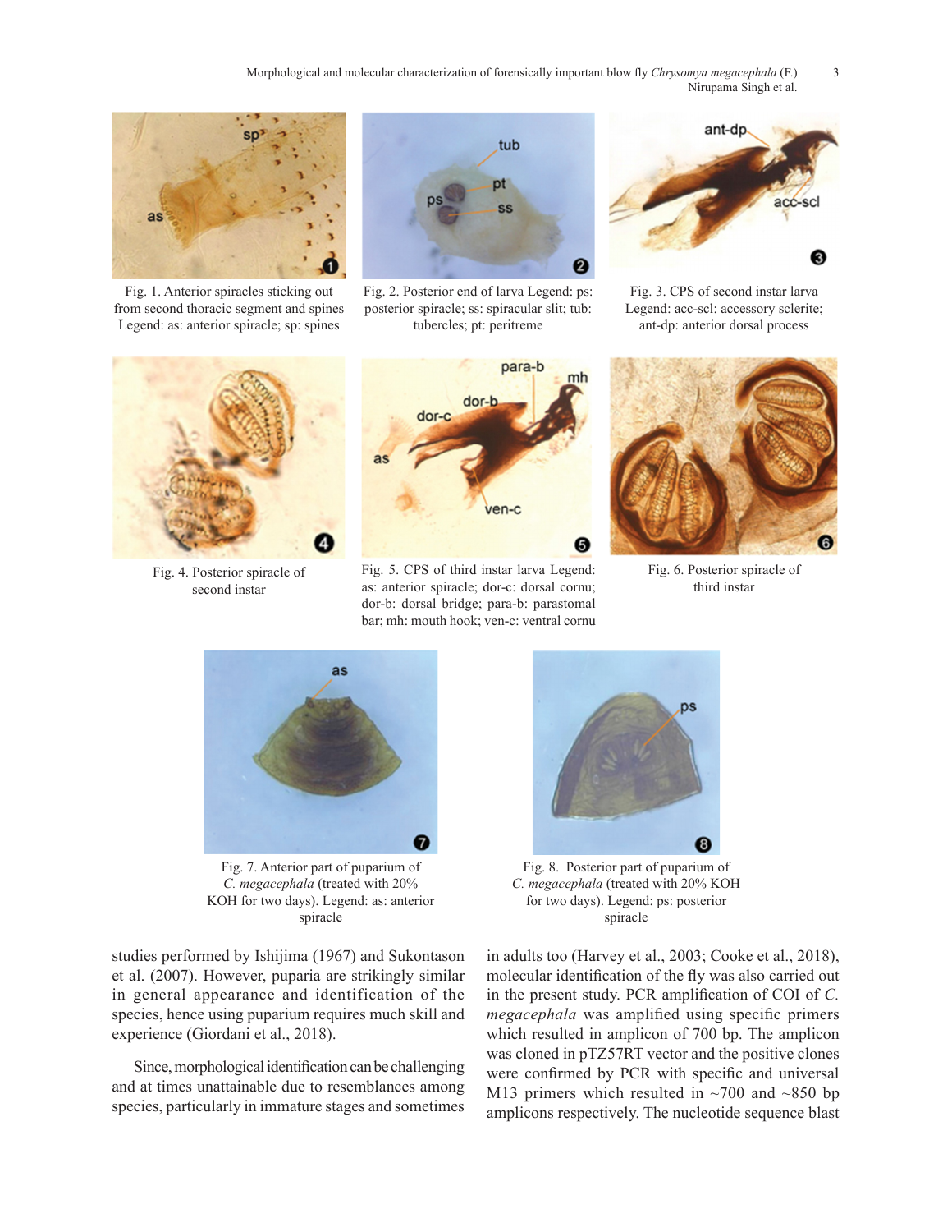Fig. 1. Anterior spiracles sticking out from second thoracic segment and spines Legend: as: anterior spiracle; sp: spines

Fig. 2. Posterior end of larva Legend: ps: posterior spiracle; ss: spiracular slit; tub: tubercles; pt: peritreme

Fig. 3. CPS of second instar larva Legend: acc-scl: accessory sclerite; ant-dp: anterior dorsal process

Fig. 4. Posterior spiracle of second instar

Fig. 5. CPS of third instar larva Legend: as: anterior spiracle; dor-c: dorsal cornu; dor-b: dorsal bridge; para-b: parastomal bar; mh: mouth hook; ven-c: ventral cornu

Fig. 6. Posterior spiracle of third instar

Fig. 7. Anterior part of puparium of *C. megacephala* (treated with 20% KOH for two days). Legend: as: anterior spiracle

Fig. 8. Posterior part of puparium of *C. megacephala* (treated with 20% KOH for two days). Legend: ps: posterior spiracle

studies performed by Ishijima (1967) and Sukontason et al. (2007). However, puparia are strikingly similar in general appearance and identification of the species, hence using puparium requires much skill and experience (Giordani et al., 2018).

Since, morphological identification can be challenging and at times unattainable due to resemblances among species, particularly in immature stages and sometimes in adults too (Harvey et al., 2003; Cooke et al., 2018), molecular identification of the fly was also carried out in the present study. PCR amplification of COI of *C. megacephala* was amplified using specific primers which resulted in amplicon of 700 bp. The amplicon was cloned in pTZ57RT vector and the positive clones were confirmed by PCR with specific and universal M13 primers which resulted in ~700 and ~850 bp amplicons respectively. The nucleotide sequence blast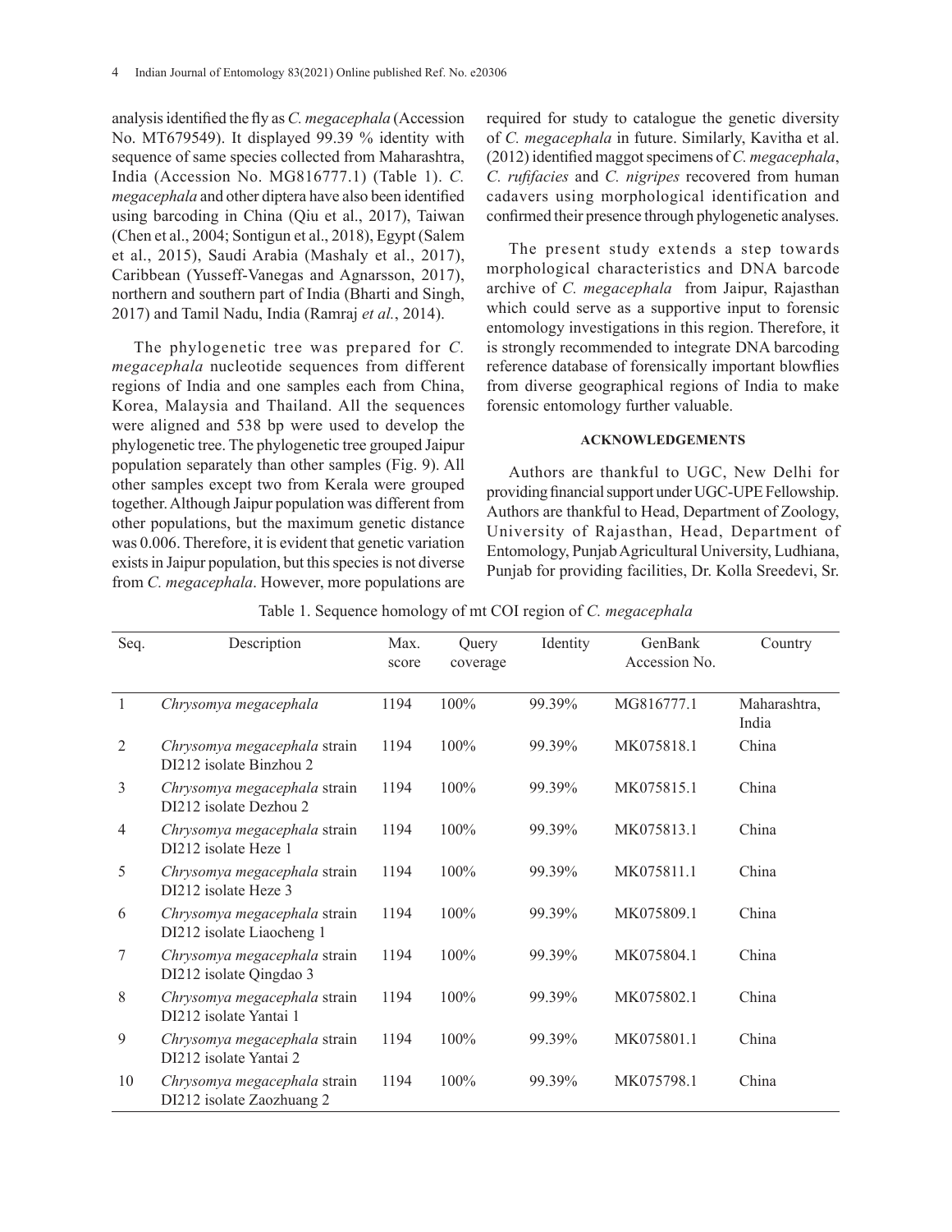analysis identified the fly as *C. megacephala* (Accession No. MT679549). It displayed 99.39 % identity with sequence of same species collected from Maharashtra, India (Accession No. MG816777.1) (Table 1). *C. megacephala* and other diptera have also been identified using barcoding in China (Qiu et al., 2017), Taiwan (Chen et al., 2004; Sontigun et al., 2018), Egypt (Salem et al., 2015), Saudi Arabia (Mashaly et al., 2017), Caribbean (Yusseff-Vanegas and Agnarsson, 2017), northern and southern part of India (Bharti and Singh, 2017) and Tamil Nadu, India (Ramraj *et al.*, 2014).

The phylogenetic tree was prepared for *C. megacephala* nucleotide sequences from different regions of India and one samples each from China, Korea, Malaysia and Thailand. All the sequences were aligned and 538 bp were used to develop the phylogenetic tree. The phylogenetic tree grouped Jaipur population separately than other samples (Fig. 9). All other samples except two from Kerala were grouped together. Although Jaipur population was different from other populations, but the maximum genetic distance was 0.006. Therefore, it is evident that genetic variation exists in Jaipur population, but this species is not diverse from *C. megacephala*. However, more populations are required for study to catalogue the genetic diversity of *C. megacephala* in future. Similarly, Kavitha et al. (2012) identified maggot specimens of *C. megacephala*, *C. rufifacies* and *C. nigripes* recovered from human cadavers using morphological identification and confirmed their presence through phylogenetic analyses.

The present study extends a step towards morphological characteristics and DNA barcode archive of *C. megacephala* from Jaipur, Rajasthan which could serve as a supportive input to forensic entomology investigations in this region. Therefore, it is strongly recommended to integrate DNA barcoding reference database of forensically important blowflies from diverse geographical regions of India to make forensic entomology further valuable.

## ACKNOWLEDGEMENTS

Authors are thankful to UGC, New Delhi for providing financial support under UGC-UPE Fellowship. Authors are thankful to Head, Department of Zoology, University of Rajasthan, Head, Department of Entomology, Punjab Agricultural University, Ludhiana, Punjab for providing facilities, Dr. Kolla Sreedevi, Sr.

Table 1. Sequence homology of mt COI region of *C. megacephala*

| Seq. | Description | Max. score | Query coverage | Identity | GenBank Accession No. | Country |
|---|---|---|---|---|---|---|
| 1 | *Chrysomya megacephala* | 1194 | 100% | 99.39% | MG816777.1 | Maharashtra, India |
| 2 | *Chrysomya megacephala* strain DI212 isolate Binzhou 2 | 1194 | 100% | 99.39% | MK075818.1 | China |
| 3 | *Chrysomya megacephala* strain DI212 isolate Dezhou 2 | 1194 | 100% | 99.39% | MK075815.1 | China |
| 4 | *Chrysomya megacephala* strain DI212 isolate Heze 1 | 1194 | 100% | 99.39% | MK075813.1 | China |
| 5 | *Chrysomya megacephala* strain DI212 isolate Heze 3 | 1194 | 100% | 99.39% | MK075811.1 | China |
| 6 | *Chrysomya megacephala* strain DI212 isolate Liaocheng 1 | 1194 | 100% | 99.39% | MK075809.1 | China |
| 7 | *Chrysomya megacephala* strain DI212 isolate Qingdao 3 | 1194 | 100% | 99.39% | MK075804.1 | China |
| 8 | *Chrysomya megacephala* strain DI212 isolate Yantai 1 | 1194 | 100% | 99.39% | MK075802.1 | China |
| 9 | *Chrysomya megacephala* strain DI212 isolate Yantai 2 | 1194 | 100% | 99.39% | MK075801.1 | China |
| 10 | *Chrysomya megacephala* strain DI212 isolate Zaozhuang 2 | 1194 | 100% | 99.39% | MK075798.1 | China |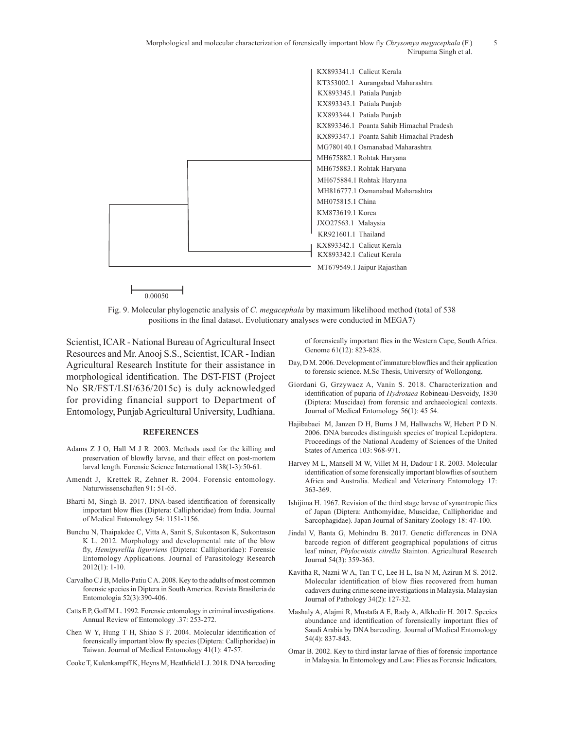KX893341.1 Calicut Kerala
KT353002.1 Aurangabad Maharashtra
KX893345.1 Patiala Punjab
KX893343.1 Patiala Punjab
KX893344.1 Patiala Punjab
KX893346.1 Poanta Sahib Himachal Pradesh
KX893347.1 Poanta Sahib Himachal Pradesh
MG780140.1 Osmanabad Maharashtra
MH675882.1 Rohtak Haryana
MH675883.1 Rohtak Haryana
MH675884.1 Rohtak Haryana
MH816777.1 Osmanabad Maharashtra
MH075815.1 China
KM873619.1 Korea
JXO27563.1 Malaysia
KR921601.1 Thailand
KX893342.1 Calicut Kerala
KX893342.1 Calicut Kerala
MT679549.1 Jaipur Rajasthan

0.00050

Fig. 9. Molecular phylogenetic analysis of *C. megacephala* by maximum likelihood method (total of 538 positions in the final dataset. Evolutionary analyses were conducted in MEGA7)

Scientist, ICAR - National Bureau of Agricultural Insect Resources and Mr. Anooj S.S., Scientist, ICAR - Indian Agricultural Research Institute for their assistance in morphological identification. The DST-FIST (Project No SR/FST/LSI/636/2015c) is duly acknowledged for providing financial support to Department of Entomology, Punjab Agricultural University, Ludhiana.

## REFERENCES

Adams Z J O, Hall M J R. 2003. Methods used for the killing and preservation of blowfly larvae, and their effect on post-mortem larval length. Forensic Science International 138(1-3):50-61.

Amendt J, Krettek R, Zehner R. 2004. Forensic entomology. Naturwissenschaften 91: 51-65.

Bharti M, Singh B. 2017. DNA-based identification of forensically important blow flies (Diptera: Calliphoridae) from India. Journal of Medical Entomology 54: 1151-1156.

Bunchu N, Thaipakdee C, Vitta A, Sanit S, Sukontason K, Sukontason K L. 2012. Morphology and developmental rate of the blow fly, *Hemipyrellia ligurriens* (Diptera: Calliphoridae): Forensic Entomology Applications. Journal of Parasitology Research 2012(1): 1-10.

Carvalho C J B, Mello-Patiu C A. 2008. Key to the adults of most common forensic species in Diptera in South America. Revista Brasileria de Entomologia 52(3):390-406.

Catts E P, Goff M L. 1992. Forensic entomology in criminal investigations. Annual Review of Entomology .37: 253-272.

Chen W Y, Hung T H, Shiao S F. 2004. Molecular identification of forensically important blow fly species (Diptera: Calliphoridae) in Taiwan. Journal of Medical Entomology 41(1): 47-57.

Cooke T, Kulenkampff K, Heyns M, Heathfield L J. 2018. DNA barcoding of forensically important flies in the Western Cape, South Africa. Genome 61(12): 823-828.

Day, D M. 2006. Development of immature blowflies and their application to forensic science. M.Sc Thesis, University of Wollongong.

Giordani G, Grzywacz A, Vanin S. 2018. Characterization and identification of puparia of *Hydrotaea* Robineau-Desvoidy, 1830 (Diptera: Muscidae) from forensic and archaeological contexts. Journal of Medical Entomology 56(1): 45 54.

Hajibabaei M, Janzen D H, Burns J M, Hallwachs W, Hebert P D N. 2006. DNA barcodes distinguish species of tropical Lepidoptera. Proceedings of the National Academy of Sciences of the United States of America 103: 968-971.

Harvey M L, Mansell M W, Villet M H, Dadour I R. 2003. Molecular identification of some forensically important blowflies of southern Africa and Australia. Medical and Veterinary Entomology 17: 363-369.

Ishijima H. 1967. Revision of the third stage larvae of synantropic flies of Japan (Diptera: Anthomyidae, Muscidae, Calliphoridae and Sarcophagidae). Japan Journal of Sanitary Zoology 18: 47-100.

Jindal V, Banta G, Mohindru B. 2017. Genetic differences in DNA barcode region of different geographical populations of citrus leaf miner, *Phylocnistis citrella* Stainton. Agricultural Research Journal 54(3): 359-363.

Kavitha R, Nazni W A, Tan T C, Lee H L, Isa N M, Azirun M S. 2012. Molecular identification of blow flies recovered from human cadavers during crime scene investigations in Malaysia. Malaysian Journal of Pathology 34(2): 127-32.

Mashaly A, Alajmi R, Mustafa A E, Rady A, Alkhedir H. 2017. Species abundance and identification of forensically important flies of Saudi Arabia by DNA barcoding. Journal of Medical Entomology 54(4): 837-843.

Omar B. 2002. Key to third instar larvae of flies of forensic importance in Malaysia. In Entomology and Law: Flies as Forensic Indicators*,*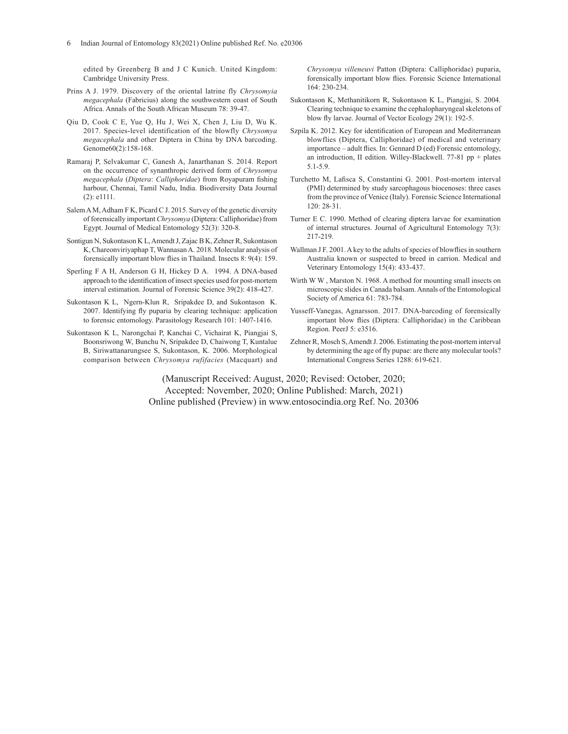edited by Greenberg B and J C Kunich. United Kingdom: Cambridge University Press.

Prins A J. 1979. Discovery of the oriental latrine fly *Chrysomyia megacephala* (Fabricius) along the southwestern coast of South Africa. Annals of the South African Museum 78: 39-47.

Qiu D, Cook C E, Yue Q, Hu J, Wei X, Chen J, Liu D, Wu K. 2017. Species-level identification of the blowfly *Chrysomya megacephala* and other Diptera in China by DNA barcoding. Genome60(2):158-168.

Ramaraj P, Selvakumar C, Ganesh A, Janarthanan S. 2014. Report on the occurrence of synanthropic derived form of *Chrysomya megacephala* (*Diptera*: *Calliphoridae*) from Royapuram fishing harbour, Chennai, Tamil Nadu, India. Biodiversity Data Journal (2): e1111.

Salem A M, Adham F K, Picard C J. 2015. Survey of the genetic diversity of forensically important *Chrysomya* (Diptera: Calliphoridae) from Egypt. Journal of Medical Entomology 52(3): 320-8.

Sontigun N, Sukontason K L, Amendt J, Zajac B K, Zehner R, Sukontason K, Chareonviriyaphap T, Wannasan A. 2018. Molecular analysis of forensically important blow flies in Thailand. Insects 8: 9(4): 159.

Sperling F A H, Anderson G H, Hickey D A. 1994. A DNA-based approach to the identification of insect species used for post-mortem interval estimation. Journal of Forensic Science 39(2): 418-427.

Sukontason K L, Ngern-Klun R, Sripakdee D, and Sukontason K. 2007. Identifying fly puparia by clearing technique: application to forensic entomology. Parasitology Research 101: 1407-1416.

Sukontason K L, Narongchai P, Kanchai C, Vichairat K, Piangjai S, Boonsriwong W, Bunchu N, Sripakdee D, Chaiwong T, Kuntalue B, Siriwattanarungsee S, Sukontason, K. 2006. Morphological comparison between *Chrysomya rufifacies* (Macquart) and *Chrysomya villeneuvi* Patton (Diptera: Calliphoridae) puparia, forensically important blow flies. Forensic Science International 164: 230-234.

Sukontason K, Methanitikorn R, Sukontason K L, Piangjai, S. 2004. Clearing technique to examine the cephalopharyngeal skeletons of blow fly larvae. Journal of Vector Ecology 29(1): 192-5.

Szpila K. 2012. Key for identification of European and Mediterranean blowflies (Diptera, Calliphoridae) of medical and veterinary importance – adult flies. In: Gennard D (ed) Forensic entomology, an introduction, II edition. Willey-Blackwell. 77-81 pp + plates 5.1-5.9.

Turchetto M, Lafisca S, Constantini G. 2001. Post-mortem interval (PMI) determined by study sarcophagous biocenoses: three cases from the province of Venice (Italy). Forensic Science International 120: 28-31.

Turner E C. 1990. Method of clearing diptera larvae for examination of internal structures. Journal of Agricultural Entomology 7(3): 217-219.

Wallman J F. 2001. A key to the adults of species of blowflies in southern Australia known or suspected to breed in carrion. Medical and Veterinary Entomology 15(4): 433-437.

Wirth W W , Marston N. 1968. A method for mounting small insects on microscopic slides in Canada balsam. Annals of the Entomological Society of America 61: 783-784.

Yusseff-Vanegas, Agnarsson. 2017. DNA-barcoding of forensically important blow flies (Diptera: Calliphoridae) in the Caribbean Region. PeerJ 5: e3516.

Zehner R, Mosch S, Amendt J. 2006. Estimating the post-mortem interval by determining the age of fly pupae: are there any molecular tools? International Congress Series 1288: 619-621.

(Manuscript Received: August, 2020; Revised: October, 2020; Accepted: November, 2020; Online Published: March, 2021)
Online published (Preview) in www.entosocindia.org Ref. No. 20306